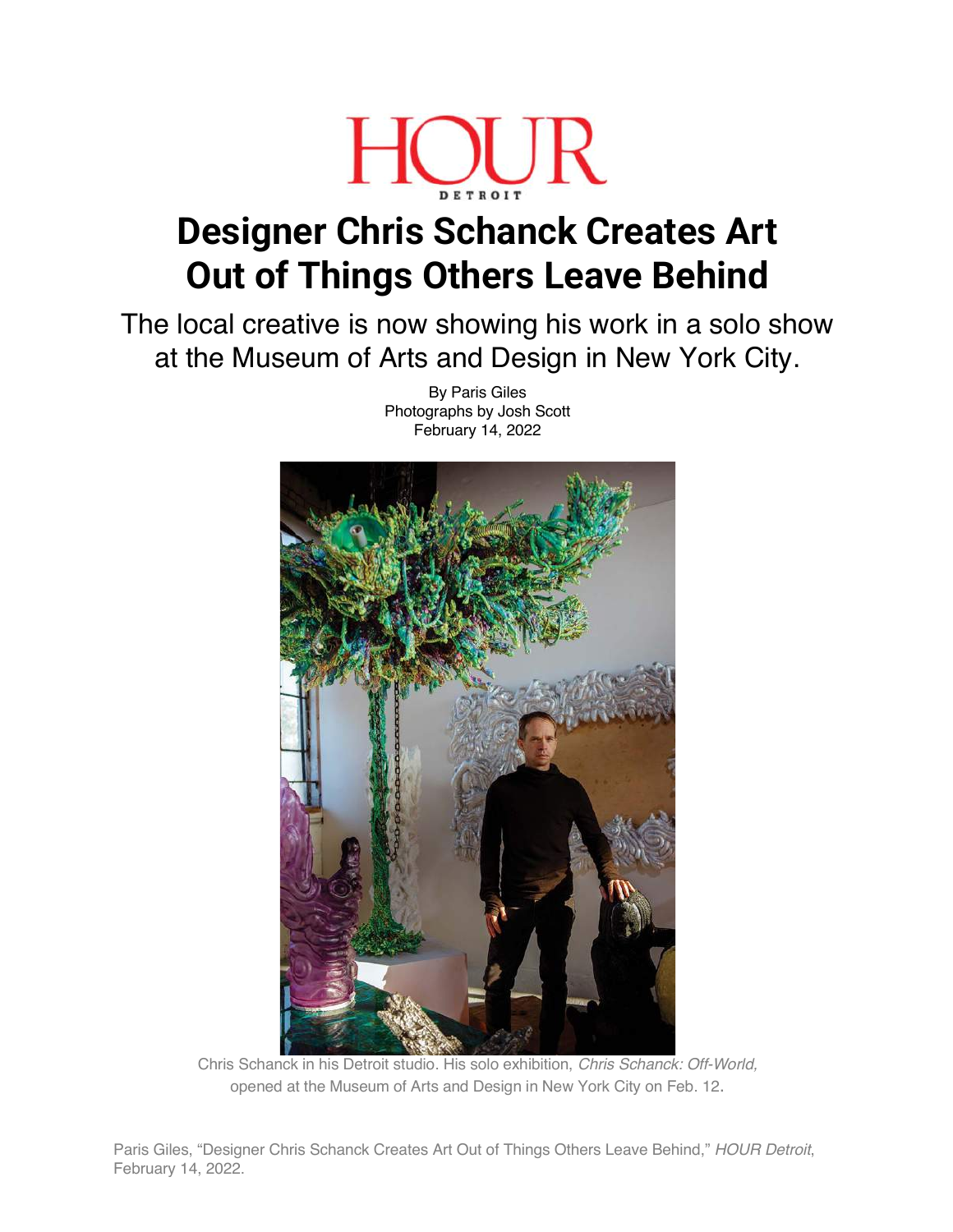HOUR DETROIT

# Designer Chris Schanck Creates Art Out of Things Others Leave Behind

The local creative is now showing his work in a solo show at the Museum of Arts and Design in New York City.

By Paris Giles
Photographs by Josh Scott
February 14, 2022

Chris Schanck in his Detroit studio. His solo exhibition, *Chris Schanck: Off-World,* opened at the Museum of Arts and Design in New York City on Feb. 12.

Paris Giles, "Designer Chris Schanck Creates Art Out of Things Others Leave Behind," *HOUR Detroit*, February 14, 2022.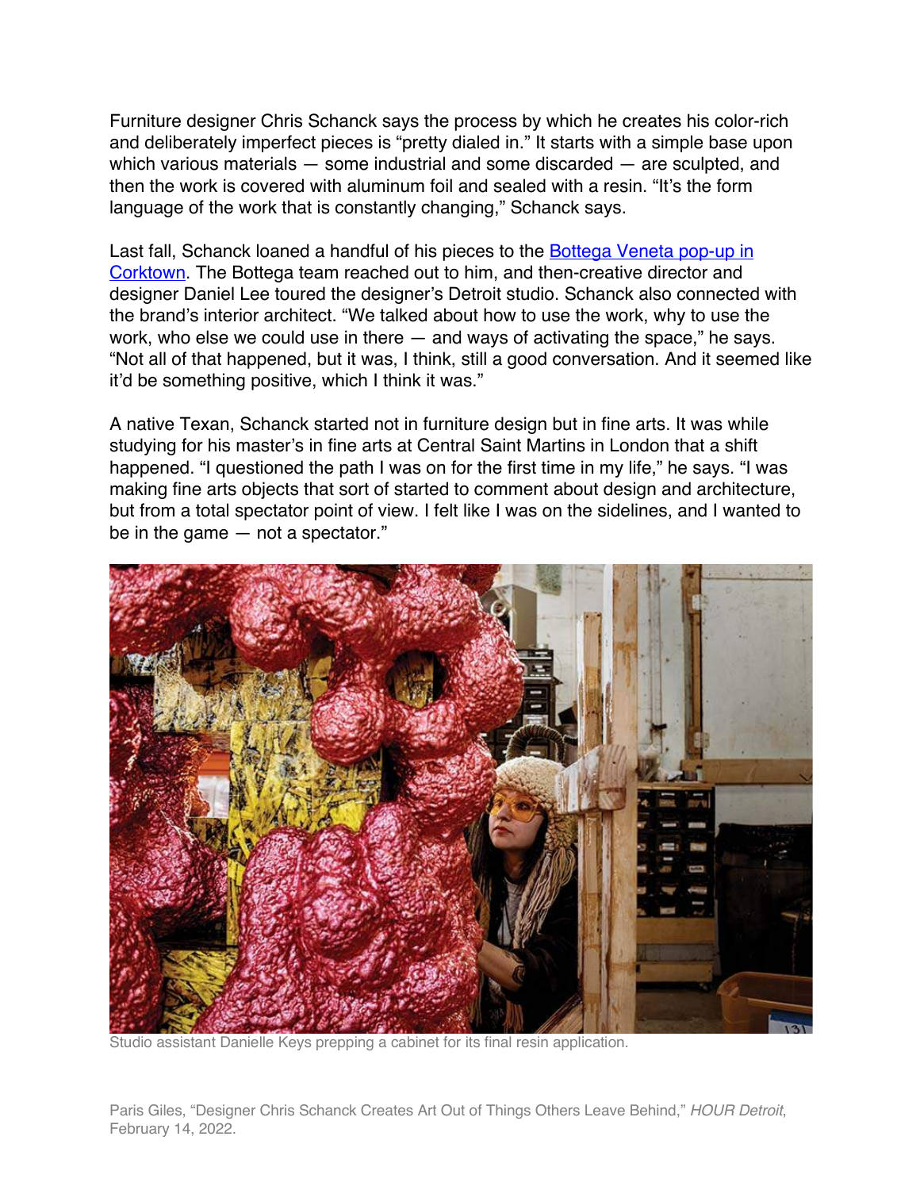Furniture designer Chris Schanck says the process by which he creates his color-rich and deliberately imperfect pieces is "pretty dialed in." It starts with a simple base upon which various materials — some industrial and some discarded — are sculpted, and then the work is covered with aluminum foil and sealed with a resin. "It's the form language of the work that is constantly changing," Schanck says.

Last fall, Schanck loaned a handful of his pieces to the Bottega Veneta pop-up in Corktown. The Bottega team reached out to him, and then-creative director and designer Daniel Lee toured the designer's Detroit studio. Schanck also connected with the brand's interior architect. "We talked about how to use the work, why to use the work, who else we could use in there — and ways of activating the space," he says. "Not all of that happened, but it was, I think, still a good conversation. And it seemed like it'd be something positive, which I think it was."

A native Texan, Schanck started not in furniture design but in fine arts. It was while studying for his master's in fine arts at Central Saint Martins in London that a shift happened. "I questioned the path I was on for the first time in my life," he says. "I was making fine arts objects that sort of started to comment about design and architecture, but from a total spectator point of view. I felt like I was on the sidelines, and I wanted to be in the game — not a spectator."

Studio assistant Danielle Keys prepping a cabinet for its final resin application.

Paris Giles, "Designer Chris Schanck Creates Art Out of Things Others Leave Behind," *HOUR Detroit*, February 14, 2022.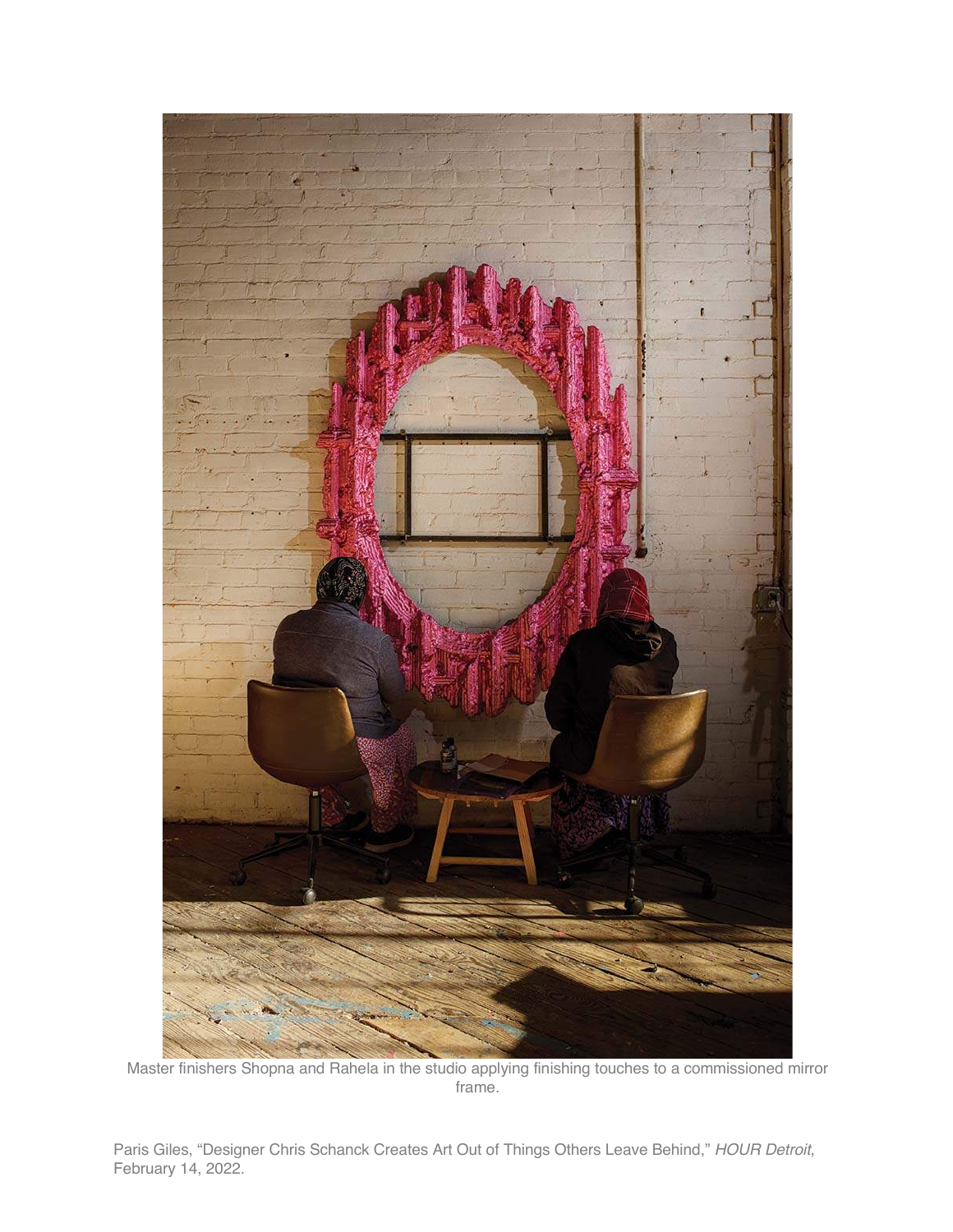Master finishers Shopna and Rahela in the studio applying finishing touches to a commissioned mirror frame.

Paris Giles, "Designer Chris Schanck Creates Art Out of Things Others Leave Behind," *HOUR Detroit*, February 14, 2022.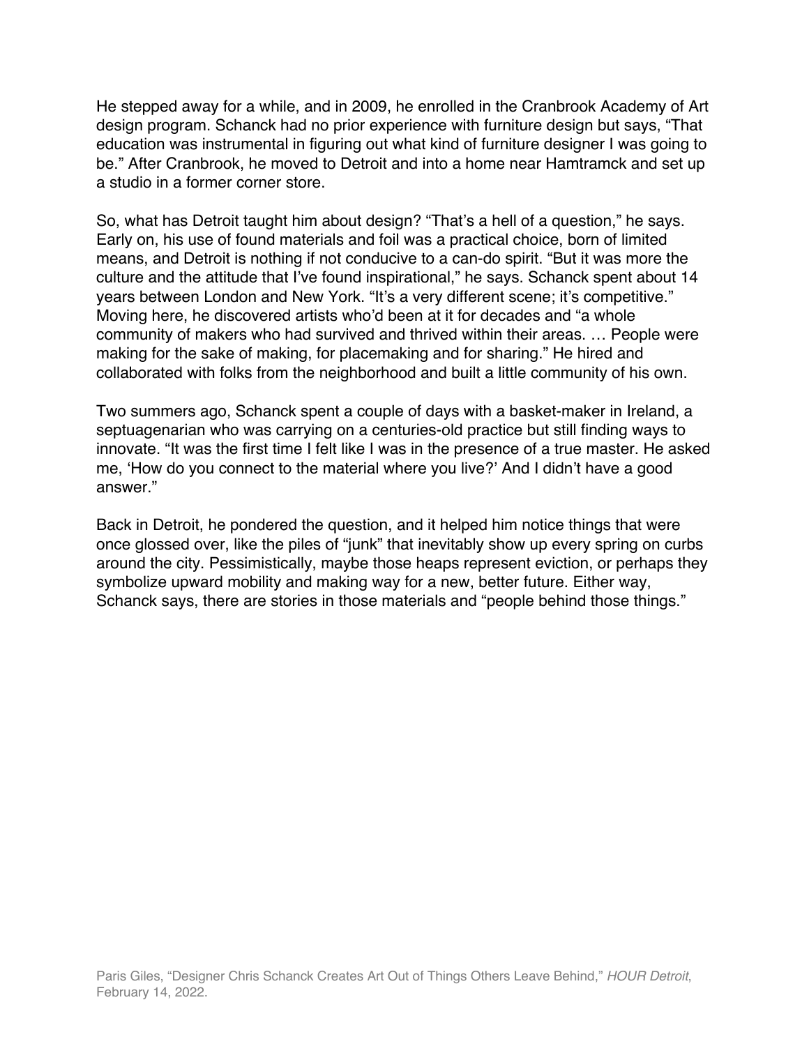He stepped away for a while, and in 2009, he enrolled in the Cranbrook Academy of Art design program. Schanck had no prior experience with furniture design but says, "That education was instrumental in figuring out what kind of furniture designer I was going to be." After Cranbrook, he moved to Detroit and into a home near Hamtramck and set up a studio in a former corner store.

So, what has Detroit taught him about design? "That's a hell of a question," he says. Early on, his use of found materials and foil was a practical choice, born of limited means, and Detroit is nothing if not conducive to a can-do spirit. "But it was more the culture and the attitude that I've found inspirational," he says. Schanck spent about 14 years between London and New York. "It's a very different scene; it's competitive." Moving here, he discovered artists who'd been at it for decades and "a whole community of makers who had survived and thrived within their areas. … People were making for the sake of making, for placemaking and for sharing." He hired and collaborated with folks from the neighborhood and built a little community of his own.

Two summers ago, Schanck spent a couple of days with a basket-maker in Ireland, a septuagenarian who was carrying on a centuries-old practice but still finding ways to innovate. "It was the first time I felt like I was in the presence of a true master. He asked me, 'How do you connect to the material where you live?' And I didn't have a good answer."

Back in Detroit, he pondered the question, and it helped him notice things that were once glossed over, like the piles of "junk" that inevitably show up every spring on curbs around the city. Pessimistically, maybe those heaps represent eviction, or perhaps they symbolize upward mobility and making way for a new, better future. Either way, Schanck says, there are stories in those materials and "people behind those things."

Paris Giles, "Designer Chris Schanck Creates Art Out of Things Others Leave Behind," *HOUR Detroit*, February 14, 2022.